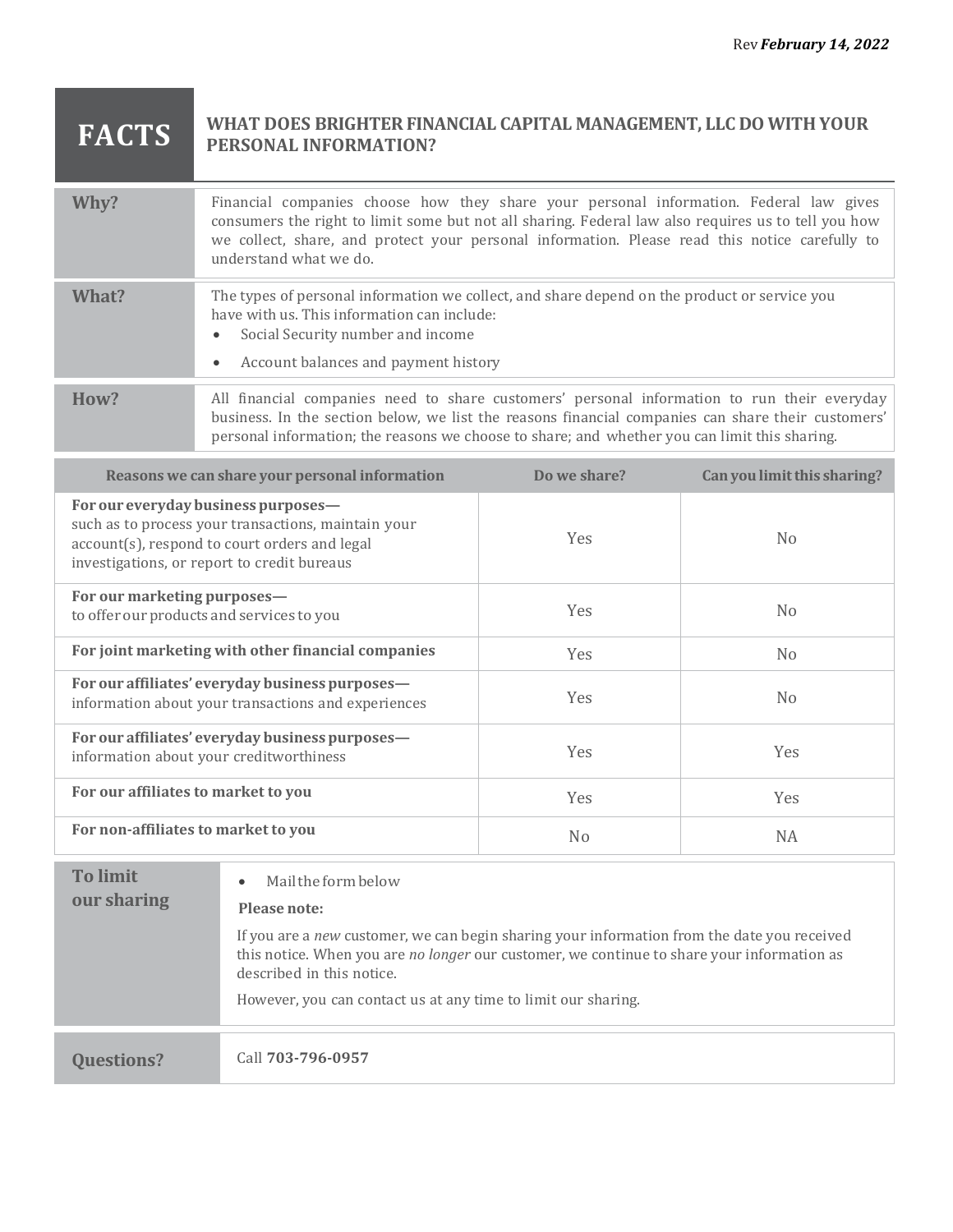Rev ***February 14, 2022***

# FACTS — WHAT DOES BRIGHTER FINANCIAL CAPITAL MANAGEMENT, LLC DO WITH YOUR PERSONAL INFORMATION?

| | |
|---|---|
| **Why?** | Financial companies choose how they share your personal information. Federal law gives consumers the right to limit some but not all sharing. Federal law also requires us to tell you how we collect, share, and protect your personal information. Please read this notice carefully to understand what we do. |
| **What?** | The types of personal information we collect, and share depend on the product or service you have with us. This information can include:<br>• Social Security number and income<br>• Account balances and payment history |
| **How?** | All financial companies need to share customers' personal information to run their everyday business. In the section below, we list the reasons financial companies can share their customers' personal information; the reasons we choose to share; and whether you can limit this sharing. |

| Reasons we can share your personal information | Do we share? | Can you limit this sharing? |
|---|---|---|
| **For our everyday business purposes—** such as to process your transactions, maintain your account(s), respond to court orders and legal investigations, or report to credit bureaus | Yes | No |
| **For our marketing purposes—** to offer our products and services to you | Yes | No |
| **For joint marketing with other financial companies** | Yes | No |
| **For our affiliates' everyday business purposes—** information about your transactions and experiences | Yes | No |
| **For our affiliates' everyday business purposes—** information about your creditworthiness | Yes | Yes |
| **For our affiliates to market to you** | Yes | Yes |
| **For non-affiliates to market to you** | No | NA |

| | |
|---|---|
| **To limit our sharing** | • Mail the form below<br>**Please note:**<br>If you are a *new* customer, we can begin sharing your information from the date you received this notice. When you are *no longer* our customer, we continue to share your information as described in this notice.<br>However, you can contact us at any time to limit our sharing. |
| **Questions?** | Call **703-796-0957** |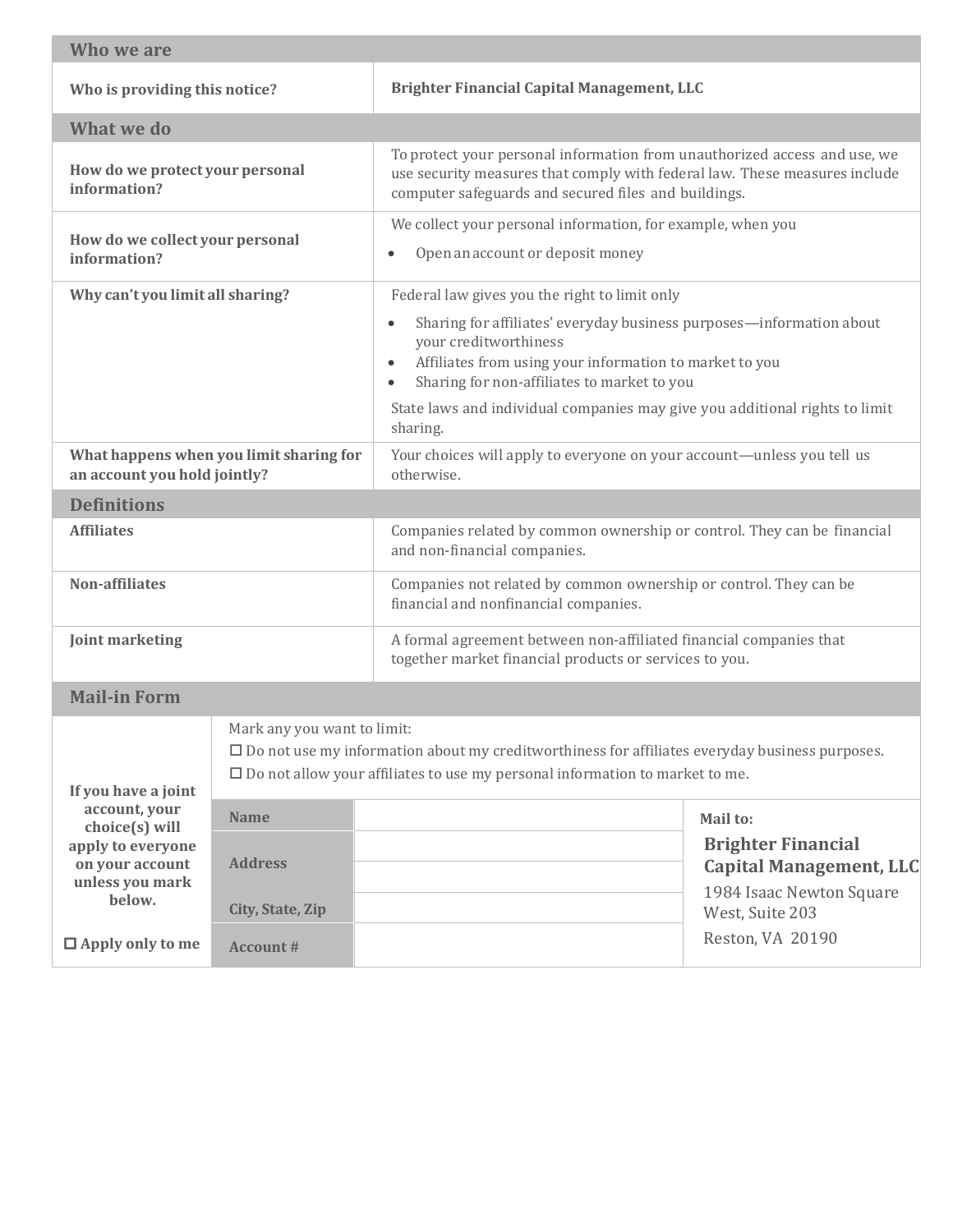| Who we are | |
|---|---|
| **Who is providing this notice?** | **Brighter Financial Capital Management, LLC** |

| What we do | |
|---|---|
| **How do we protect your personal information?** | To protect your personal information from unauthorized access and use, we use security measures that comply with federal law. These measures include computer safeguards and secured files and buildings. |
| **How do we collect your personal information?** | We collect your personal information, for example, when you<br>• Open an account or deposit money |
| **Why can't you limit all sharing?** | Federal law gives you the right to limit only<br>• Sharing for affiliates' everyday business purposes—information about your creditworthiness<br>• Affiliates from using your information to market to you<br>• Sharing for non-affiliates to market to you<br>State laws and individual companies may give you additional rights to limit sharing. |
| **What happens when you limit sharing for an account you hold jointly?** | Your choices will apply to everyone on your account—unless you tell us otherwise. |

| Definitions | |
|---|---|
| **Affiliates** | Companies related by common ownership or control. They can be financial and non-financial companies. |
| **Non-affiliates** | Companies not related by common ownership or control. They can be financial and nonfinancial companies. |
| **Joint marketing** | A formal agreement between non-affiliated financial companies that together market financial products or services to you. |

## Mail-in Form

Mark any you want to limit:

☐ Do not use my information about my creditworthiness for affiliates everyday business purposes.

☐ Do not allow your affiliates to use my personal information to market to me.

**If you have a joint account, your choice(s) will apply to everyone on your account unless you mark below.**

**☐ Apply only to me**

| | | |
|---|---|---|
| **Name** | | **Mail to:** |
| **Address** | | **Brighter Financial Capital Management, LLC** |
| | | 1984 Isaac Newton Square West, Suite 203 |
| **City, State, Zip** | | Reston, VA 20190 |
| **Account #** | | |